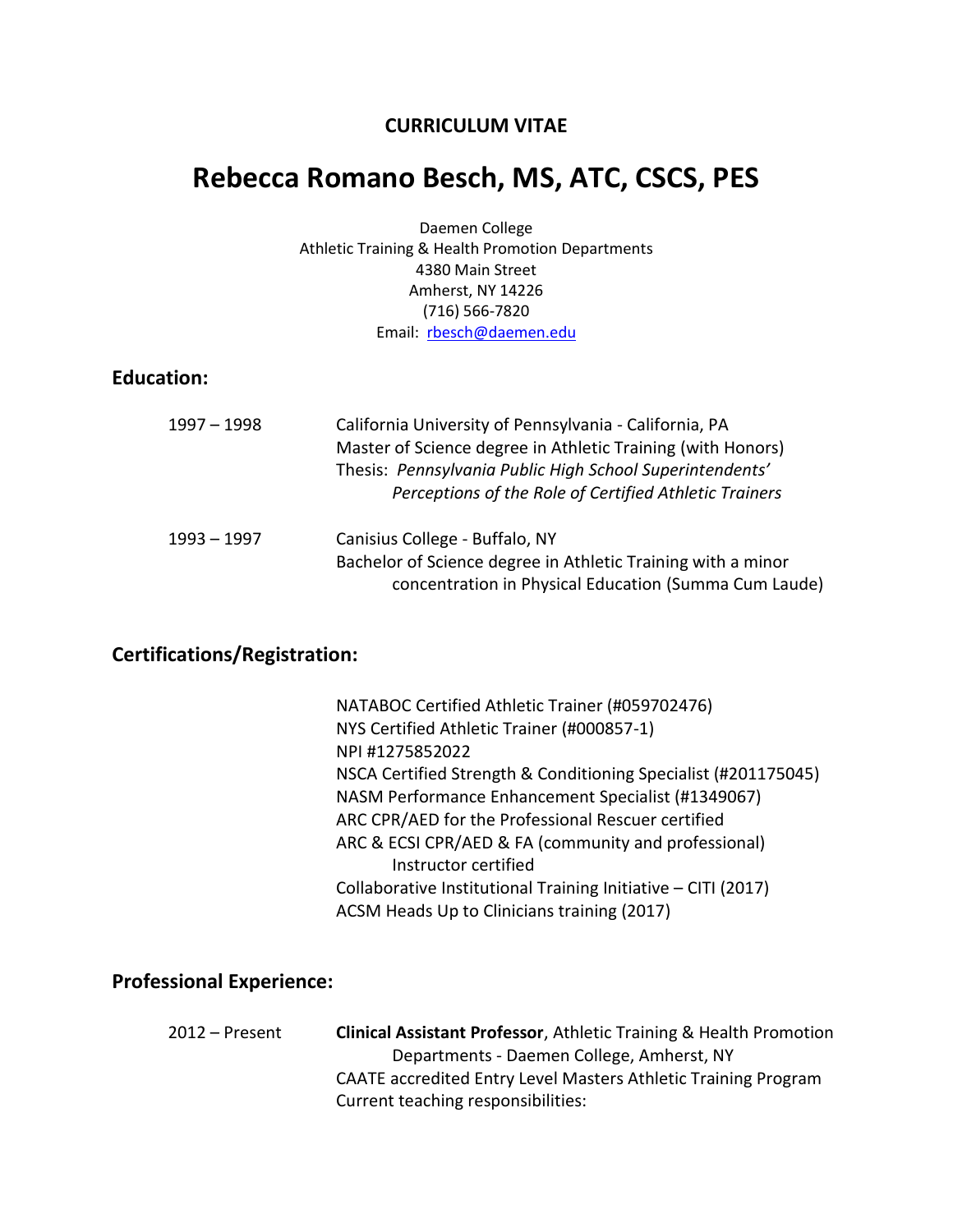**CURRICULUM VITAE**

# Rebecca Romano Besch, MS, ATC, CSCS, PES

Daemen College
Athletic Training & Health Promotion Departments
4380 Main Street
Amherst, NY 14226
(716) 566-7820
Email: rbesch@daemen.edu

## Education:

1997 – 1998 California University of Pennsylvania - California, PA
Master of Science degree in Athletic Training (with Honors)
Thesis: *Pennsylvania Public High School Superintendents' Perceptions of the Role of Certified Athletic Trainers*

1993 – 1997 Canisius College - Buffalo, NY
Bachelor of Science degree in Athletic Training with a minor concentration in Physical Education (Summa Cum Laude)

## Certifications/Registration:

NATABOC Certified Athletic Trainer (#059702476)
NYS Certified Athletic Trainer (#000857-1)
NPI #1275852022
NSCA Certified Strength & Conditioning Specialist (#201175045)
NASM Performance Enhancement Specialist (#1349067)
ARC CPR/AED for the Professional Rescuer certified
ARC & ECSI CPR/AED & FA (community and professional) Instructor certified
Collaborative Institutional Training Initiative – CITI (2017)
ACSM Heads Up to Clinicians training (2017)

## Professional Experience:

2012 – Present **Clinical Assistant Professor**, Athletic Training & Health Promotion Departments - Daemen College, Amherst, NY
CAATE accredited Entry Level Masters Athletic Training Program
Current teaching responsibilities: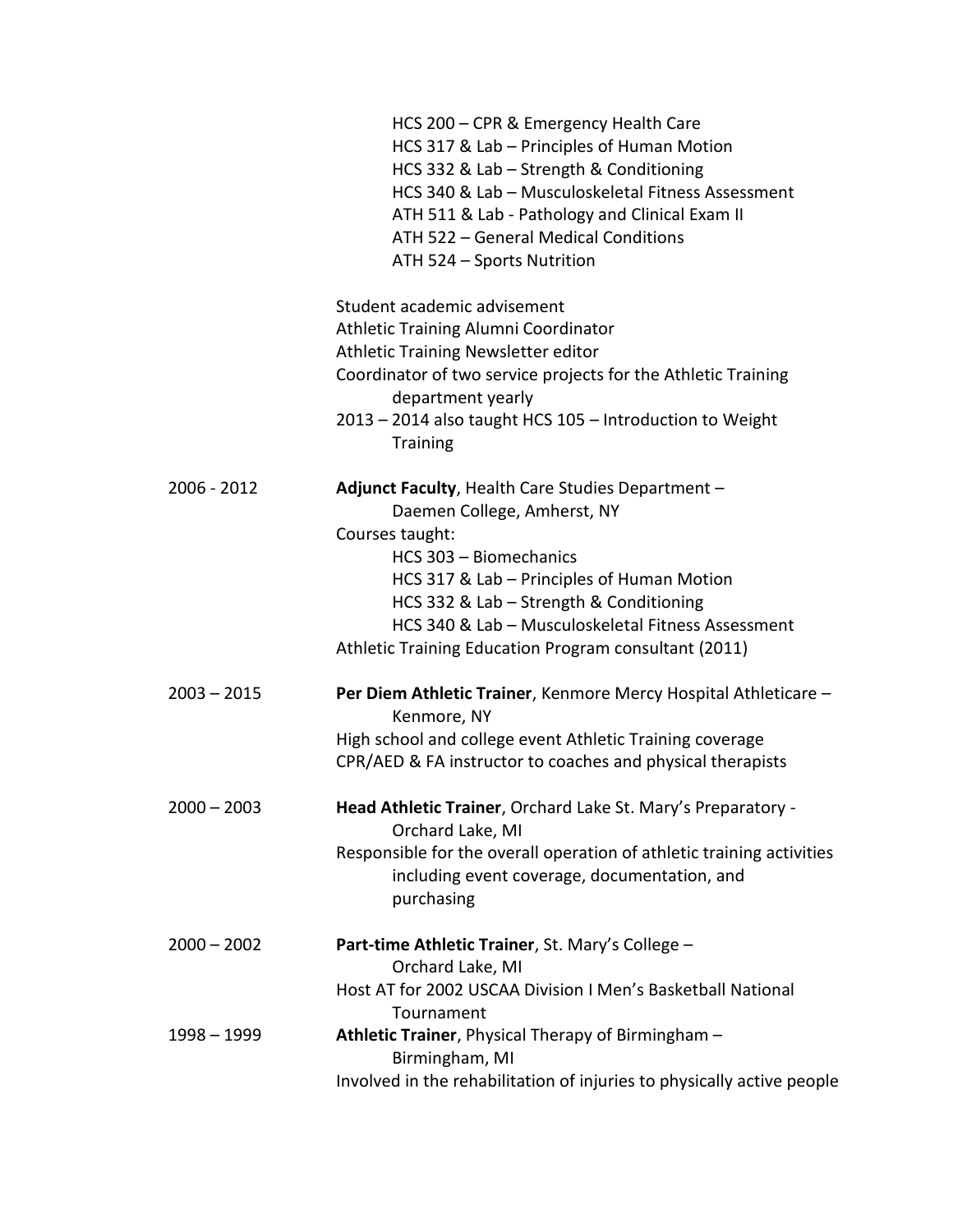HCS 200 – CPR & Emergency Health Care
HCS 317 & Lab – Principles of Human Motion
HCS 332 & Lab – Strength & Conditioning
HCS 340 & Lab – Musculoskeletal Fitness Assessment
ATH 511 & Lab - Pathology and Clinical Exam II
ATH 522 – General Medical Conditions
ATH 524 – Sports Nutrition

Student academic advisement
Athletic Training Alumni Coordinator
Athletic Training Newsletter editor
Coordinator of two service projects for the Athletic Training department yearly
2013 – 2014 also taught HCS 105 – Introduction to Weight Training

2006 - 2012 **Adjunct Faculty**, Health Care Studies Department – Daemen College, Amherst, NY
Courses taught:
HCS 303 – Biomechanics
HCS 317 & Lab – Principles of Human Motion
HCS 332 & Lab – Strength & Conditioning
HCS 340 & Lab – Musculoskeletal Fitness Assessment
Athletic Training Education Program consultant (2011)

2003 – 2015 **Per Diem Athletic Trainer**, Kenmore Mercy Hospital Athleticare – Kenmore, NY
High school and college event Athletic Training coverage
CPR/AED & FA instructor to coaches and physical therapists

2000 – 2003 **Head Athletic Trainer**, Orchard Lake St. Mary's Preparatory - Orchard Lake, MI
Responsible for the overall operation of athletic training activities including event coverage, documentation, and purchasing

2000 – 2002 **Part-time Athletic Trainer**, St. Mary's College – Orchard Lake, MI
Host AT for 2002 USCAA Division I Men's Basketball National Tournament

1998 – 1999 **Athletic Trainer**, Physical Therapy of Birmingham – Birmingham, MI
Involved in the rehabilitation of injuries to physically active people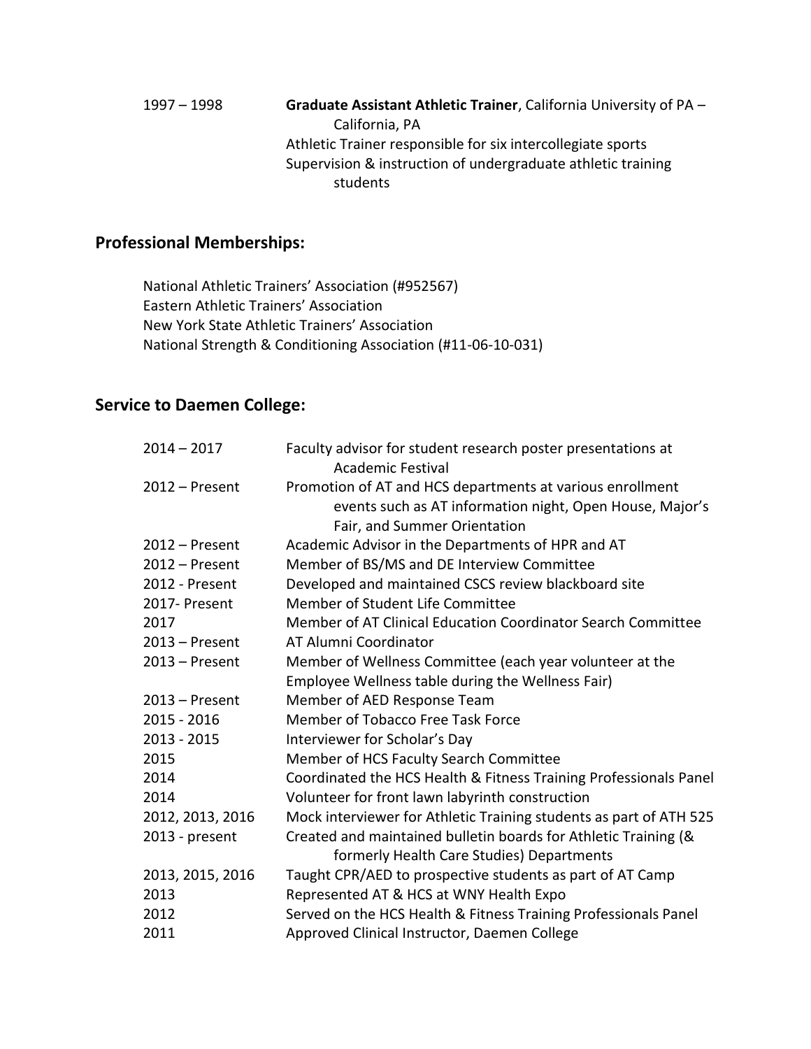| | |
|---|---|
| 1997 – 1998 | **Graduate Assistant Athletic Trainer**, California University of PA – California, PA<br>Athletic Trainer responsible for six intercollegiate sports<br>Supervision & instruction of undergraduate athletic training students |

## Professional Memberships:

National Athletic Trainers' Association (#952567)
Eastern Athletic Trainers' Association
New York State Athletic Trainers' Association
National Strength & Conditioning Association (#11-06-10-031)

## Service to Daemen College:

| | |
|---|---|
| 2014 – 2017 | Faculty advisor for student research poster presentations at Academic Festival |
| 2012 – Present | Promotion of AT and HCS departments at various enrollment events such as AT information night, Open House, Major's Fair, and Summer Orientation |
| 2012 – Present | Academic Advisor in the Departments of HPR and AT |
| 2012 – Present | Member of BS/MS and DE Interview Committee |
| 2012 - Present | Developed and maintained CSCS review blackboard site |
| 2017- Present | Member of Student Life Committee |
| 2017 | Member of AT Clinical Education Coordinator Search Committee |
| 2013 – Present | AT Alumni Coordinator |
| 2013 – Present | Member of Wellness Committee (each year volunteer at the Employee Wellness table during the Wellness Fair) |
| 2013 – Present | Member of AED Response Team |
| 2015 - 2016 | Member of Tobacco Free Task Force |
| 2013 - 2015 | Interviewer for Scholar's Day |
| 2015 | Member of HCS Faculty Search Committee |
| 2014 | Coordinated the HCS Health & Fitness Training Professionals Panel |
| 2014 | Volunteer for front lawn labyrinth construction |
| 2012, 2013, 2016 | Mock interviewer for Athletic Training students as part of ATH 525 |
| 2013 - present | Created and maintained bulletin boards for Athletic Training (& formerly Health Care Studies) Departments |
| 2013, 2015, 2016 | Taught CPR/AED to prospective students as part of AT Camp |
| 2013 | Represented AT & HCS at WNY Health Expo |
| 2012 | Served on the HCS Health & Fitness Training Professionals Panel |
| 2011 | Approved Clinical Instructor, Daemen College |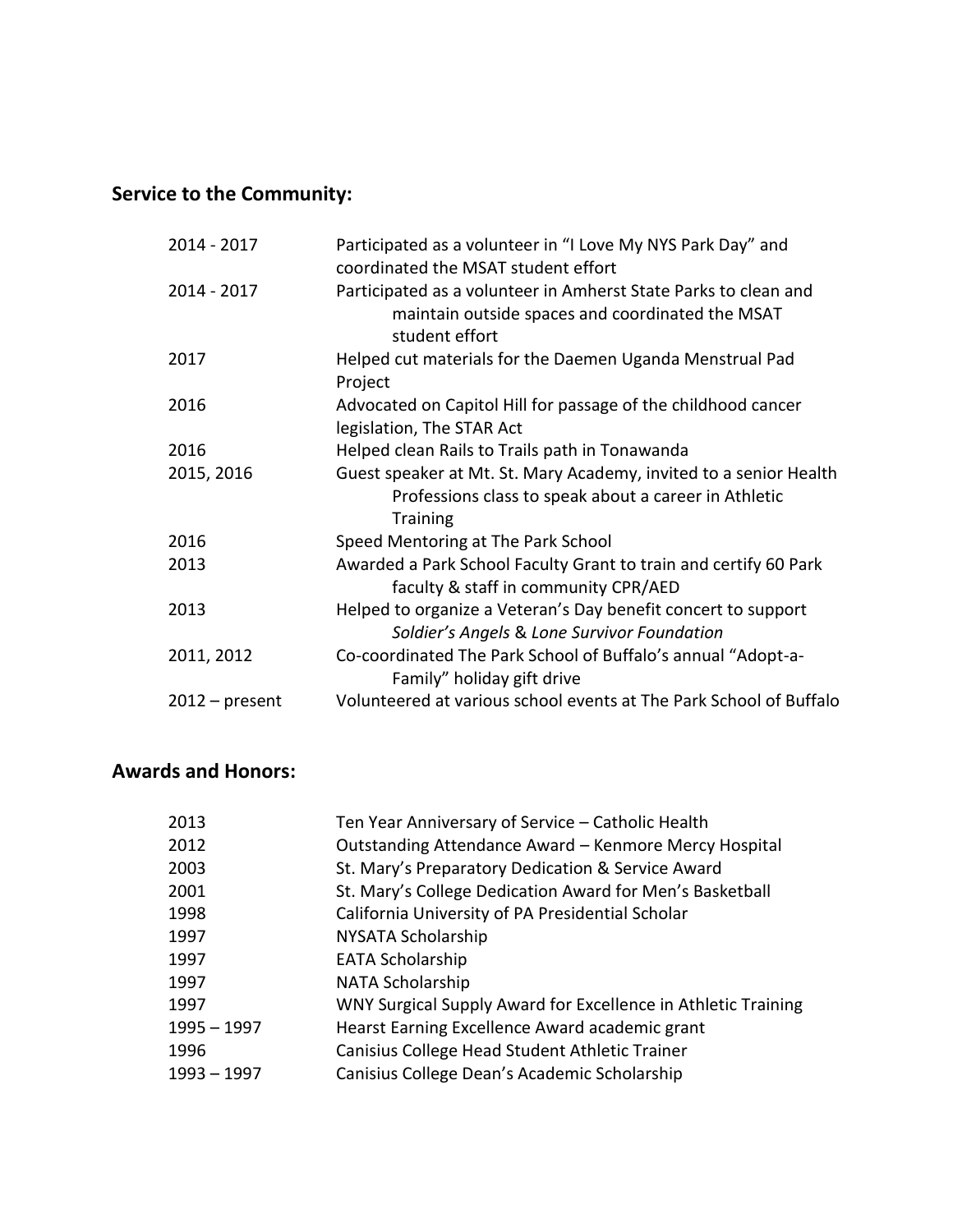## Service to the Community:

| | |
|---|---|
| 2014 - 2017 | Participated as a volunteer in "I Love My NYS Park Day" and coordinated the MSAT student effort |
| 2014 - 2017 | Participated as a volunteer in Amherst State Parks to clean and maintain outside spaces and coordinated the MSAT student effort |
| 2017 | Helped cut materials for the Daemen Uganda Menstrual Pad Project |
| 2016 | Advocated on Capitol Hill for passage of the childhood cancer legislation, The STAR Act |
| 2016 | Helped clean Rails to Trails path in Tonawanda |
| 2015, 2016 | Guest speaker at Mt. St. Mary Academy, invited to a senior Health Professions class to speak about a career in Athletic Training |
| 2016 | Speed Mentoring at The Park School |
| 2013 | Awarded a Park School Faculty Grant to train and certify 60 Park faculty & staff in community CPR/AED |
| 2013 | Helped to organize a Veteran's Day benefit concert to support *Soldier's Angels* & *Lone Survivor Foundation* |
| 2011, 2012 | Co-coordinated The Park School of Buffalo's annual "Adopt-a-Family" holiday gift drive |
| 2012 – present | Volunteered at various school events at The Park School of Buffalo |

## Awards and Honors:

| | |
|---|---|
| 2013 | Ten Year Anniversary of Service – Catholic Health |
| 2012 | Outstanding Attendance Award – Kenmore Mercy Hospital |
| 2003 | St. Mary's Preparatory Dedication & Service Award |
| 2001 | St. Mary's College Dedication Award for Men's Basketball |
| 1998 | California University of PA Presidential Scholar |
| 1997 | NYSATA Scholarship |
| 1997 | EATA Scholarship |
| 1997 | NATA Scholarship |
| 1997 | WNY Surgical Supply Award for Excellence in Athletic Training |
| 1995 – 1997 | Hearst Earning Excellence Award academic grant |
| 1996 | Canisius College Head Student Athletic Trainer |
| 1993 – 1997 | Canisius College Dean's Academic Scholarship |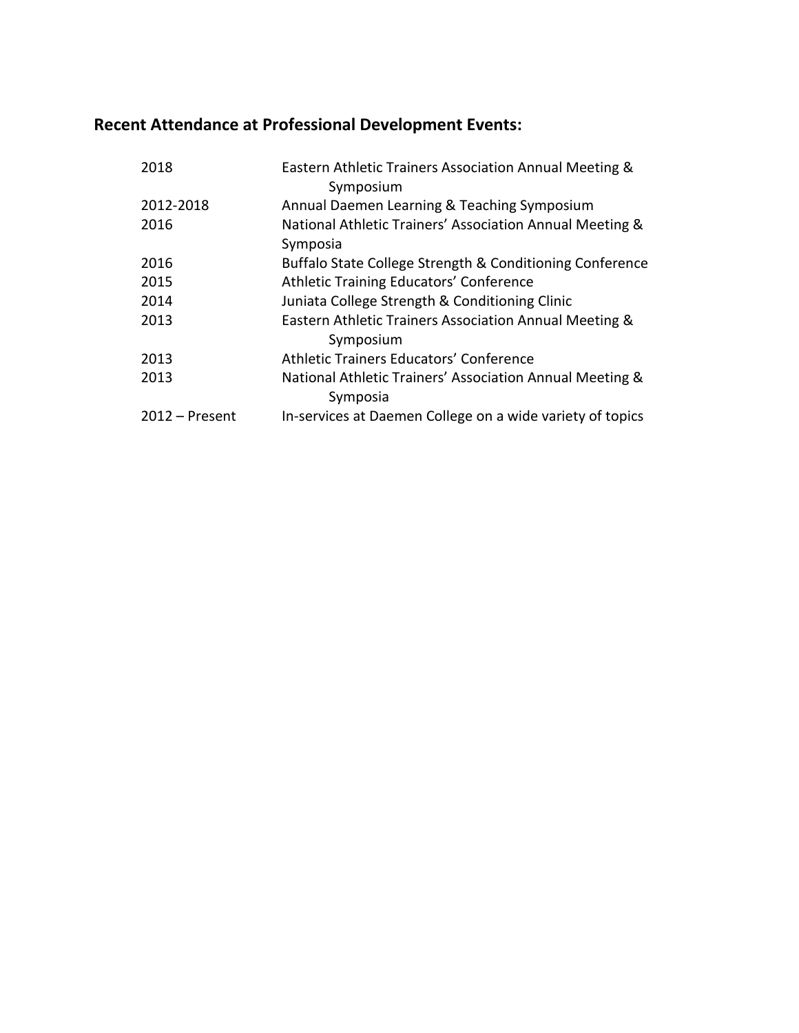## Recent Attendance at Professional Development Events:

| | |
|---|---|
| 2018 | Eastern Athletic Trainers Association Annual Meeting & Symposium |
| 2012-2018 | Annual Daemen Learning & Teaching Symposium |
| 2016 | National Athletic Trainers' Association Annual Meeting & Symposia |
| 2016 | Buffalo State College Strength & Conditioning Conference |
| 2015 | Athletic Training Educators' Conference |
| 2014 | Juniata College Strength & Conditioning Clinic |
| 2013 | Eastern Athletic Trainers Association Annual Meeting & Symposium |
| 2013 | Athletic Trainers Educators' Conference |
| 2013 | National Athletic Trainers' Association Annual Meeting & Symposia |
| 2012 – Present | In-services at Daemen College on a wide variety of topics |